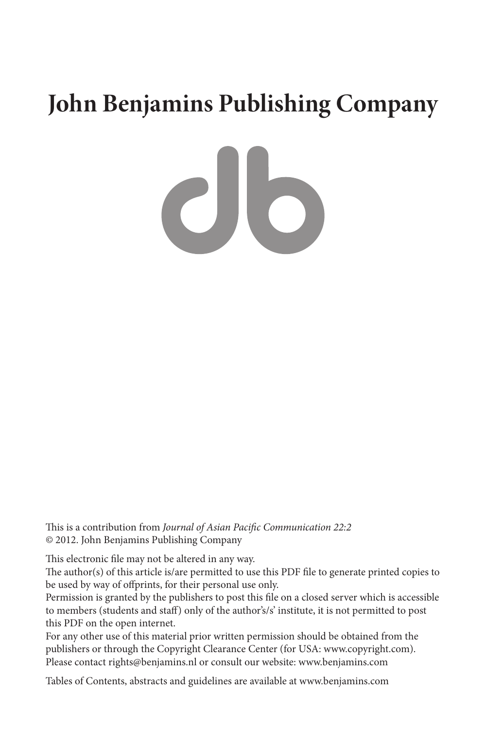# John Benjamins Publishing Company

This is a contribution from *Journal of Asian Pacific Communication 22:2*
© 2012. John Benjamins Publishing Company

This electronic file may not be altered in any way.
The author(s) of this article is/are permitted to use this PDF file to generate printed copies to be used by way of offprints, for their personal use only.
Permission is granted by the publishers to post this file on a closed server which is accessible to members (students and staff) only of the author's/s' institute, it is not permitted to post this PDF on the open internet.
For any other use of this material prior written permission should be obtained from the publishers or through the Copyright Clearance Center (for USA: www.copyright.com).
Please contact rights@benjamins.nl or consult our website: www.benjamins.com

Tables of Contents, abstracts and guidelines are available at www.benjamins.com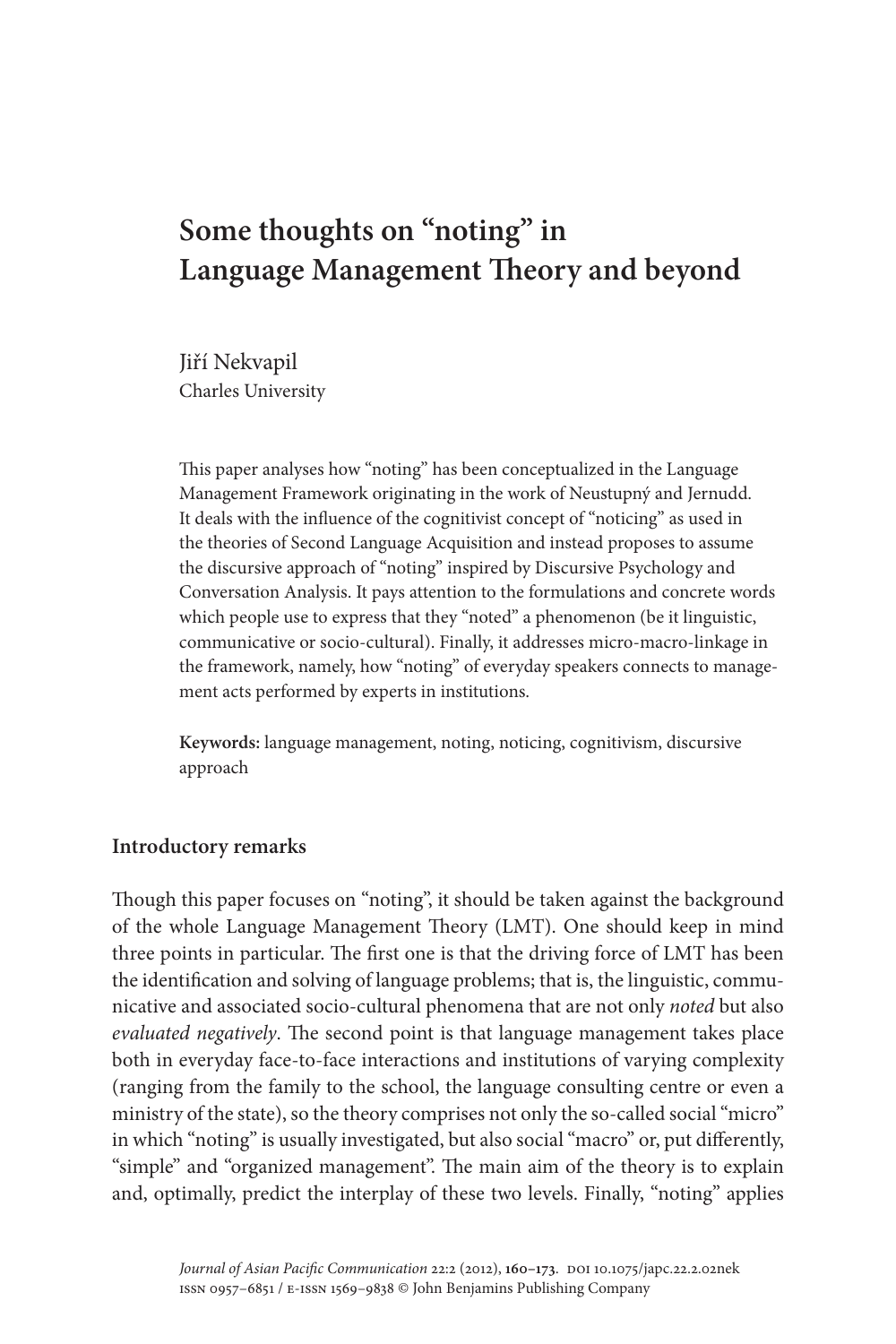# Some thoughts on "noting" in Language Management Theory and beyond

Jiří Nekvapil
Charles University

This paper analyses how "noting" has been conceptualized in the Language Management Framework originating in the work of Neustupný and Jernudd. It deals with the influence of the cognitivist concept of "noticing" as used in the theories of Second Language Acquisition and instead proposes to assume the discursive approach of "noting" inspired by Discursive Psychology and Conversation Analysis. It pays attention to the formulations and concrete words which people use to express that they "noted" a phenomenon (be it linguistic, communicative or socio-cultural). Finally, it addresses micro-macro-linkage in the framework, namely, how "noting" of everyday speakers connects to management acts performed by experts in institutions.

**Keywords:** language management, noting, noticing, cognitivism, discursive approach

## Introductory remarks

Though this paper focuses on "noting", it should be taken against the background of the whole Language Management Theory (LMT). One should keep in mind three points in particular. The first one is that the driving force of LMT has been the identification and solving of language problems; that is, the linguistic, communicative and associated socio-cultural phenomena that are not only *noted* but also *evaluated negatively*. The second point is that language management takes place both in everyday face-to-face interactions and institutions of varying complexity (ranging from the family to the school, the language consulting centre or even a ministry of the state), so the theory comprises not only the so-called social "micro" in which "noting" is usually investigated, but also social "macro" or, put differently, "simple" and "organized management". The main aim of the theory is to explain and, optimally, predict the interplay of these two levels. Finally, "noting" applies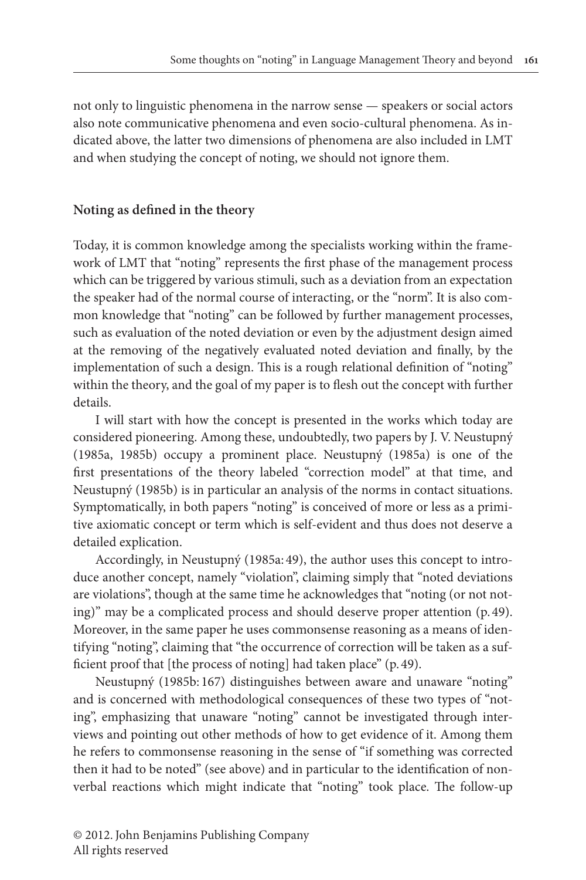not only to linguistic phenomena in the narrow sense — speakers or social actors also note communicative phenomena and even socio-cultural phenomena. As indicated above, the latter two dimensions of phenomena are also included in LMT and when studying the concept of noting, we should not ignore them.

## Noting as defined in the theory

Today, it is common knowledge among the specialists working within the framework of LMT that "noting" represents the first phase of the management process which can be triggered by various stimuli, such as a deviation from an expectation the speaker had of the normal course of interacting, or the "norm". It is also common knowledge that "noting" can be followed by further management processes, such as evaluation of the noted deviation or even by the adjustment design aimed at the removing of the negatively evaluated noted deviation and finally, by the implementation of such a design. This is a rough relational definition of "noting" within the theory, and the goal of my paper is to flesh out the concept with further details.

I will start with how the concept is presented in the works which today are considered pioneering. Among these, undoubtedly, two papers by J. V. Neustupný (1985a, 1985b) occupy a prominent place. Neustupný (1985a) is one of the first presentations of the theory labeled "correction model" at that time, and Neustupný (1985b) is in particular an analysis of the norms in contact situations. Symptomatically, in both papers "noting" is conceived of more or less as a primitive axiomatic concept or term which is self-evident and thus does not deserve a detailed explication.

Accordingly, in Neustupný (1985a: 49), the author uses this concept to introduce another concept, namely "violation", claiming simply that "noted deviations are violations", though at the same time he acknowledges that "noting (or not noting)" may be a complicated process and should deserve proper attention (p. 49). Moreover, in the same paper he uses commonsense reasoning as a means of identifying "noting", claiming that "the occurrence of correction will be taken as a sufficient proof that [the process of noting] had taken place" (p. 49).

Neustupný (1985b: 167) distinguishes between aware and unaware "noting" and is concerned with methodological consequences of these two types of "noting", emphasizing that unaware "noting" cannot be investigated through interviews and pointing out other methods of how to get evidence of it. Among them he refers to commonsense reasoning in the sense of "if something was corrected then it had to be noted" (see above) and in particular to the identification of nonverbal reactions which might indicate that "noting" took place. The follow-up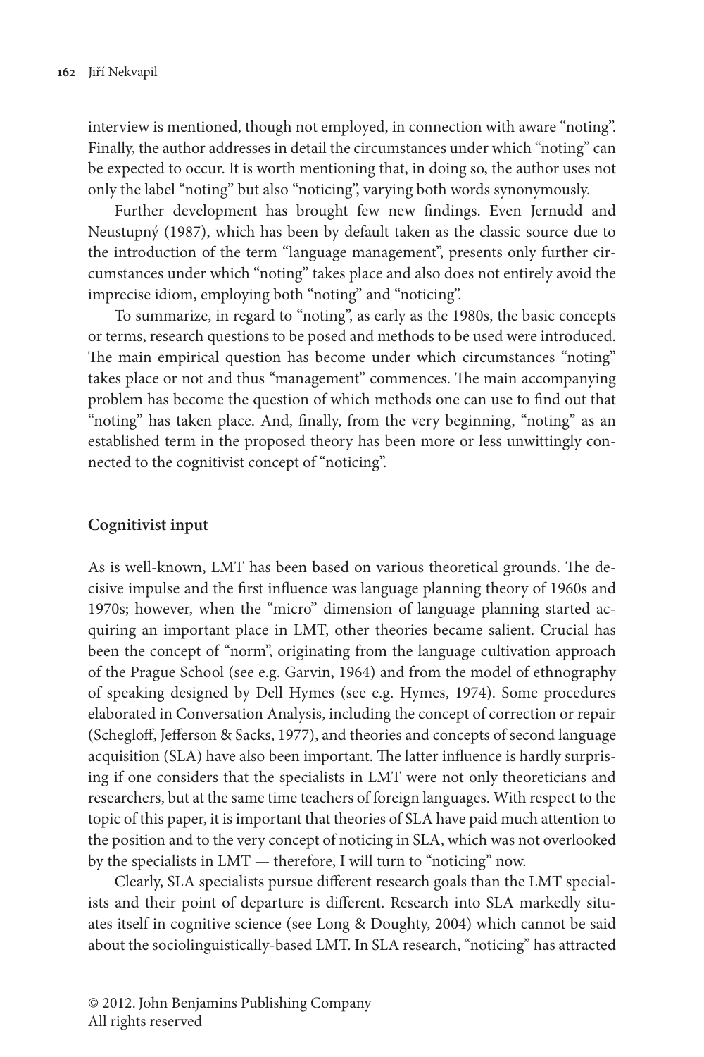interview is mentioned, though not employed, in connection with aware "noting". Finally, the author addresses in detail the circumstances under which "noting" can be expected to occur. It is worth mentioning that, in doing so, the author uses not only the label "noting" but also "noticing", varying both words synonymously.

Further development has brought few new findings. Even Jernudd and Neustupný (1987), which has been by default taken as the classic source due to the introduction of the term "language management", presents only further circumstances under which "noting" takes place and also does not entirely avoid the imprecise idiom, employing both "noting" and "noticing".

To summarize, in regard to "noting", as early as the 1980s, the basic concepts or terms, research questions to be posed and methods to be used were introduced. The main empirical question has become under which circumstances "noting" takes place or not and thus "management" commences. The main accompanying problem has become the question of which methods one can use to find out that "noting" has taken place. And, finally, from the very beginning, "noting" as an established term in the proposed theory has been more or less unwittingly connected to the cognitivist concept of "noticing".

## Cognitivist input

As is well-known, LMT has been based on various theoretical grounds. The decisive impulse and the first influence was language planning theory of 1960s and 1970s; however, when the "micro" dimension of language planning started acquiring an important place in LMT, other theories became salient. Crucial has been the concept of "norm", originating from the language cultivation approach of the Prague School (see e.g. Garvin, 1964) and from the model of ethnography of speaking designed by Dell Hymes (see e.g. Hymes, 1974). Some procedures elaborated in Conversation Analysis, including the concept of correction or repair (Schegloff, Jefferson & Sacks, 1977), and theories and concepts of second language acquisition (SLA) have also been important. The latter influence is hardly surprising if one considers that the specialists in LMT were not only theoreticians and researchers, but at the same time teachers of foreign languages. With respect to the topic of this paper, it is important that theories of SLA have paid much attention to the position and to the very concept of noticing in SLA, which was not overlooked by the specialists in LMT — therefore, I will turn to "noticing" now.

Clearly, SLA specialists pursue different research goals than the LMT specialists and their point of departure is different. Research into SLA markedly situates itself in cognitive science (see Long & Doughty, 2004) which cannot be said about the sociolinguistically-based LMT. In SLA research, "noticing" has attracted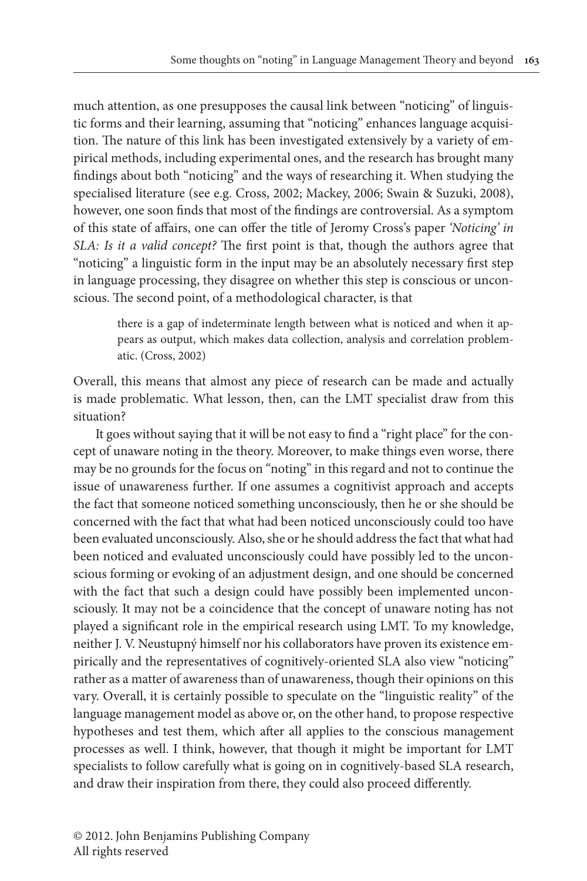much attention, as one presupposes the causal link between "noticing" of linguistic forms and their learning, assuming that "noticing" enhances language acquisition. The nature of this link has been investigated extensively by a variety of empirical methods, including experimental ones, and the research has brought many findings about both "noticing" and the ways of researching it. When studying the specialised literature (see e.g. Cross, 2002; Mackey, 2006; Swain & Suzuki, 2008), however, one soon finds that most of the findings are controversial. As a symptom of this state of affairs, one can offer the title of Jeromy Cross's paper *'Noticing' in SLA: Is it a valid concept?* The first point is that, though the authors agree that "noticing" a linguistic form in the input may be an absolutely necessary first step in language processing, they disagree on whether this step is conscious or unconscious. The second point, of a methodological character, is that

> there is a gap of indeterminate length between what is noticed and when it appears as output, which makes data collection, analysis and correlation problematic. (Cross, 2002)

Overall, this means that almost any piece of research can be made and actually is made problematic. What lesson, then, can the LMT specialist draw from this situation?

It goes without saying that it will be not easy to find a "right place" for the concept of unaware noting in the theory. Moreover, to make things even worse, there may be no grounds for the focus on "noting" in this regard and not to continue the issue of unawareness further. If one assumes a cognitivist approach and accepts the fact that someone noticed something unconsciously, then he or she should be concerned with the fact that what had been noticed unconsciously could too have been evaluated unconsciously. Also, she or he should address the fact that what had been noticed and evaluated unconsciously could have possibly led to the unconscious forming or evoking of an adjustment design, and one should be concerned with the fact that such a design could have possibly been implemented unconsciously. It may not be a coincidence that the concept of unaware noting has not played a significant role in the empirical research using LMT. To my knowledge, neither J. V. Neustupný himself nor his collaborators have proven its existence empirically and the representatives of cognitively-oriented SLA also view "noticing" rather as a matter of awareness than of unawareness, though their opinions on this vary. Overall, it is certainly possible to speculate on the "linguistic reality" of the language management model as above or, on the other hand, to propose respective hypotheses and test them, which after all applies to the conscious management processes as well. I think, however, that though it might be important for LMT specialists to follow carefully what is going on in cognitively-based SLA research, and draw their inspiration from there, they could also proceed differently.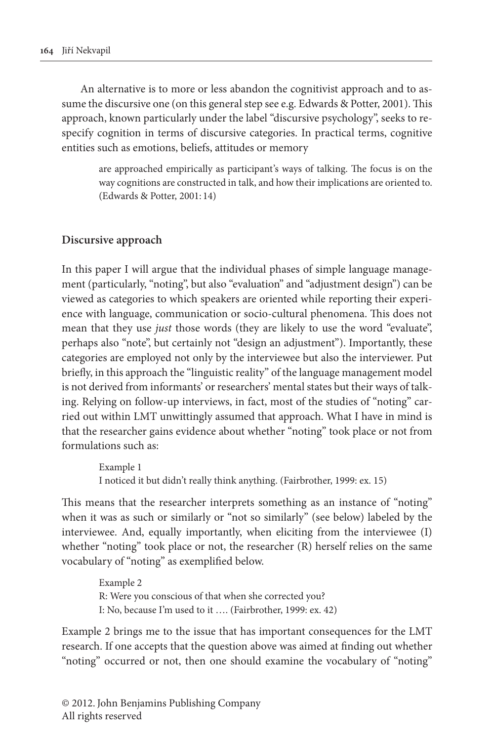An alternative is to more or less abandon the cognitivist approach and to assume the discursive one (on this general step see e.g. Edwards & Potter, 2001). This approach, known particularly under the label "discursive psychology", seeks to respecify cognition in terms of discursive categories. In practical terms, cognitive entities such as emotions, beliefs, attitudes or memory

> are approached empirically as participant's ways of talking. The focus is on the way cognitions are constructed in talk, and how their implications are oriented to. (Edwards & Potter, 2001: 14)

### Discursive approach

In this paper I will argue that the individual phases of simple language management (particularly, "noting", but also "evaluation" and "adjustment design") can be viewed as categories to which speakers are oriented while reporting their experience with language, communication or socio-cultural phenomena. This does not mean that they use *just* those words (they are likely to use the word "evaluate", perhaps also "note", but certainly not "design an adjustment"). Importantly, these categories are employed not only by the interviewee but also the interviewer. Put briefly, in this approach the "linguistic reality" of the language management model is not derived from informants' or researchers' mental states but their ways of talking. Relying on follow-up interviews, in fact, most of the studies of "noting" carried out within LMT unwittingly assumed that approach. What I have in mind is that the researcher gains evidence about whether "noting" took place or not from formulations such as:

> Example 1
> I noticed it but didn't really think anything. (Fairbrother, 1999: ex. 15)

This means that the researcher interprets something as an instance of "noting" when it was as such or similarly or "not so similarly" (see below) labeled by the interviewee. And, equally importantly, when eliciting from the interviewee (I) whether "noting" took place or not, the researcher (R) herself relies on the same vocabulary of "noting" as exemplified below.

> Example 2
> R: Were you conscious of that when she corrected you?
> I: No, because I'm used to it …. (Fairbrother, 1999: ex. 42)

Example 2 brings me to the issue that has important consequences for the LMT research. If one accepts that the question above was aimed at finding out whether "noting" occurred or not, then one should examine the vocabulary of "noting"

© 2012. John Benjamins Publishing Company
All rights reserved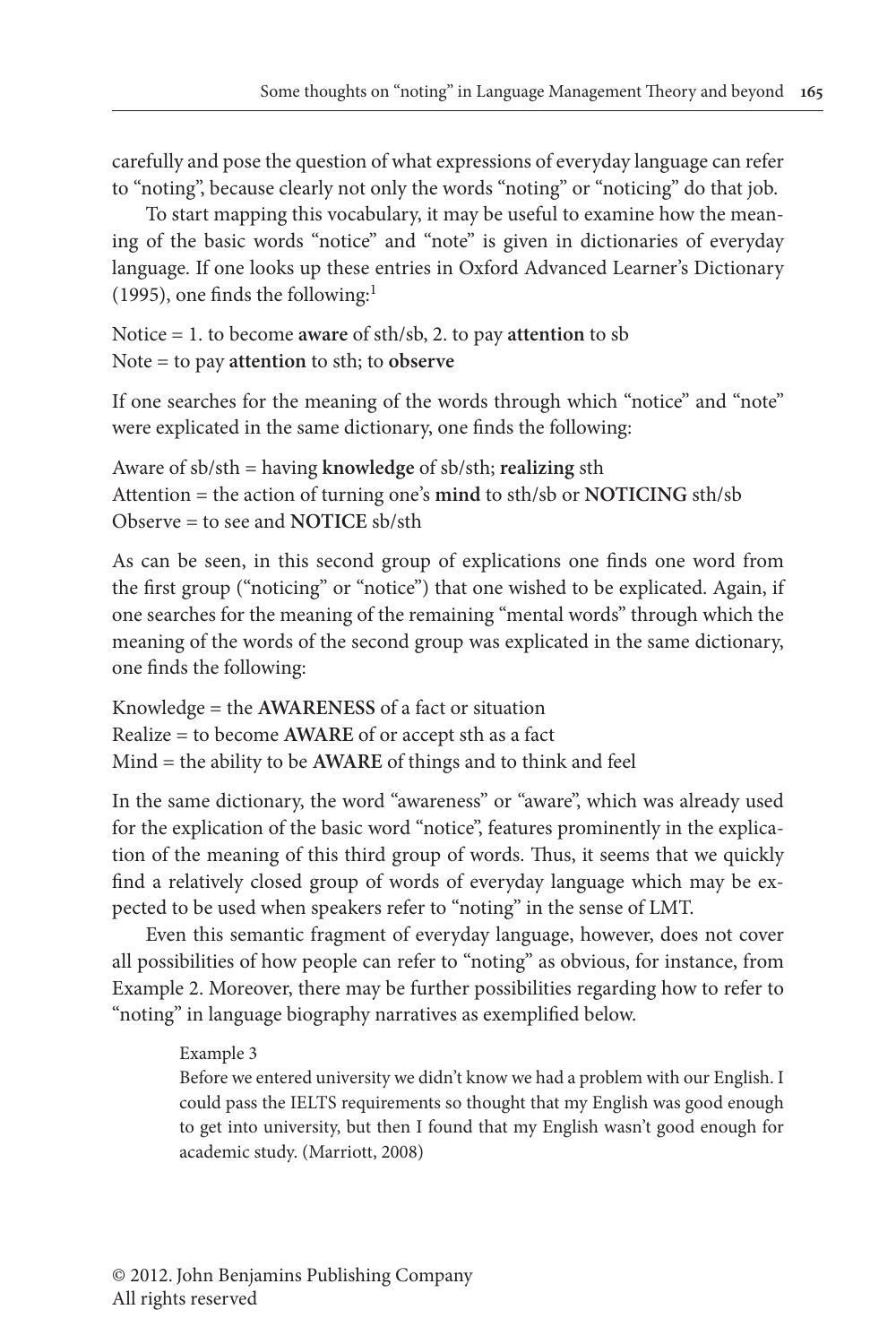carefully and pose the question of what expressions of everyday language can refer to "noting", because clearly not only the words "noting" or "noticing" do that job.

To start mapping this vocabulary, it may be useful to examine how the meaning of the basic words "notice" and "note" is given in dictionaries of everyday language. If one looks up these entries in Oxford Advanced Learner's Dictionary (1995), one finds the following:[1]

Notice = 1. to become **aware** of sth/sb, 2. to pay **attention** to sb  
Note = to pay **attention** to sth; to **observe**

If one searches for the meaning of the words through which "notice" and "note" were explicated in the same dictionary, one finds the following:

Aware of sb/sth = having **knowledge** of sb/sth; **realizing** sth  
Attention = the action of turning one's **mind** to sth/sb or **NOTICING** sth/sb  
Observe = to see and **NOTICE** sb/sth

As can be seen, in this second group of explications one finds one word from the first group ("noticing" or "notice") that one wished to be explicated. Again, if one searches for the meaning of the remaining "mental words" through which the meaning of the words of the second group was explicated in the same dictionary, one finds the following:

Knowledge = the **AWARENESS** of a fact or situation  
Realize = to become **AWARE** of or accept sth as a fact  
Mind = the ability to be **AWARE** of things and to think and feel

In the same dictionary, the word "awareness" or "aware", which was already used for the explication of the basic word "notice", features prominently in the explication of the meaning of this third group of words. Thus, it seems that we quickly find a relatively closed group of words of everyday language which may be expected to be used when speakers refer to "noting" in the sense of LMT.

Even this semantic fragment of everyday language, however, does not cover all possibilities of how people can refer to "noting" as obvious, for instance, from Example 2. Moreover, there may be further possibilities regarding how to refer to "noting" in language biography narratives as exemplified below.

> Example 3
>
> Before we entered university we didn't know we had a problem with our English. I could pass the IELTS requirements so thought that my English was good enough to get into university, but then I found that my English wasn't good enough for academic study. (Marriott, 2008)

© 2012. John Benjamins Publishing Company  
All rights reserved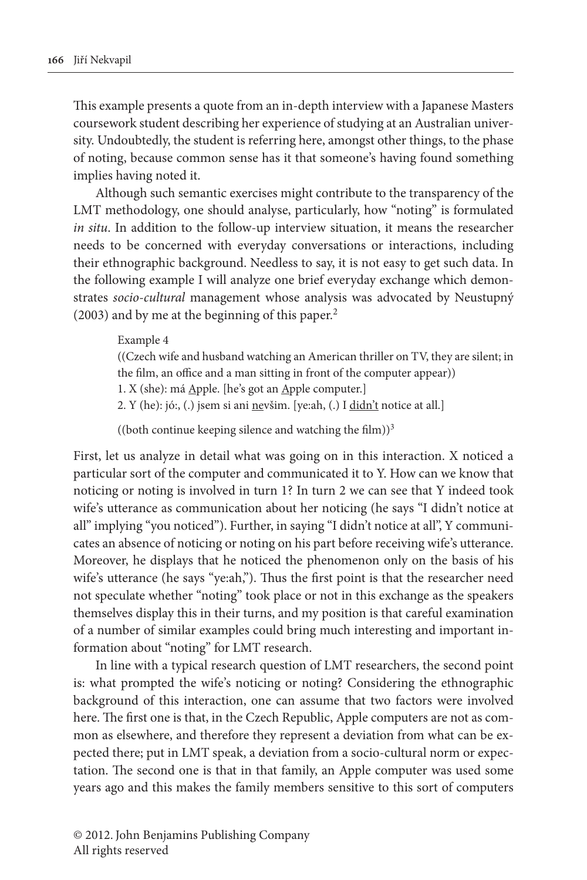This example presents a quote from an in-depth interview with a Japanese Masters coursework student describing her experience of studying at an Australian university. Undoubtedly, the student is referring here, amongst other things, to the phase of noting, because common sense has it that someone's having found something implies having noted it.

Although such semantic exercises might contribute to the transparency of the LMT methodology, one should analyse, particularly, how "noting" is formulated *in situ*. In addition to the follow-up interview situation, it means the researcher needs to be concerned with everyday conversations or interactions, including their ethnographic background. Needless to say, it is not easy to get such data. In the following example I will analyze one brief everyday exchange which demonstrates *socio-cultural* management whose analysis was advocated by Neustupný (2003) and by me at the beginning of this paper.[2]

> Example 4
>
> ((Czech wife and husband watching an American thriller on TV, they are silent; in the film, an office and a man sitting in front of the computer appear))
>
> 1. X (she): má <u>A</u>pple. [he's got an <u>A</u>pple computer.]
> 2. Y (he): jó:, (.) jsem si ani <u>ne</u>všim. [ye:ah, (.) I <u>didn't</u> notice at all.]
>
> ((both continue keeping silence and watching the film))[3]

First, let us analyze in detail what was going on in this interaction. X noticed a particular sort of the computer and communicated it to Y. How can we know that noticing or noting is involved in turn 1? In turn 2 we can see that Y indeed took wife's utterance as communication about her noticing (he says "I didn't notice at all" implying "you noticed"). Further, in saying "I didn't notice at all", Y communicates an absence of noticing or noting on his part before receiving wife's utterance. Moreover, he displays that he noticed the phenomenon only on the basis of his wife's utterance (he says "ye:ah,"). Thus the first point is that the researcher need not speculate whether "noting" took place or not in this exchange as the speakers themselves display this in their turns, and my position is that careful examination of a number of similar examples could bring much interesting and important information about "noting" for LMT research.

In line with a typical research question of LMT researchers, the second point is: what prompted the wife's noticing or noting? Considering the ethnographic background of this interaction, one can assume that two factors were involved here. The first one is that, in the Czech Republic, Apple computers are not as common as elsewhere, and therefore they represent a deviation from what can be expected there; put in LMT speak, a deviation from a socio-cultural norm or expectation. The second one is that in that family, an Apple computer was used some years ago and this makes the family members sensitive to this sort of computers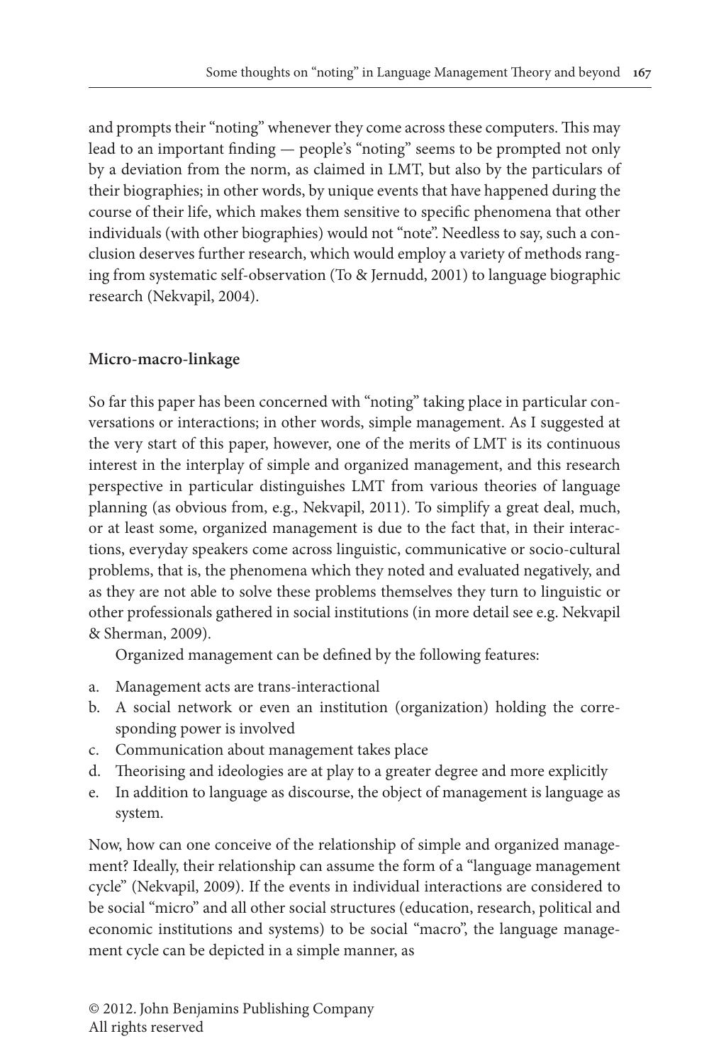and prompts their "noting" whenever they come across these computers. This may lead to an important finding — people's "noting" seems to be prompted not only by a deviation from the norm, as claimed in LMT, but also by the particulars of their biographies; in other words, by unique events that have happened during the course of their life, which makes them sensitive to specific phenomena that other individuals (with other biographies) would not "note". Needless to say, such a conclusion deserves further research, which would employ a variety of methods ranging from systematic self-observation (To & Jernudd, 2001) to language biographic research (Nekvapil, 2004).

## Micro-macro-linkage

So far this paper has been concerned with "noting" taking place in particular conversations or interactions; in other words, simple management. As I suggested at the very start of this paper, however, one of the merits of LMT is its continuous interest in the interplay of simple and organized management, and this research perspective in particular distinguishes LMT from various theories of language planning (as obvious from, e.g., Nekvapil, 2011). To simplify a great deal, much, or at least some, organized management is due to the fact that, in their interactions, everyday speakers come across linguistic, communicative or socio-cultural problems, that is, the phenomena which they noted and evaluated negatively, and as they are not able to solve these problems themselves they turn to linguistic or other professionals gathered in social institutions (in more detail see e.g. Nekvapil & Sherman, 2009).

Organized management can be defined by the following features:

a. Management acts are trans-interactional
b. A social network or even an institution (organization) holding the corresponding power is involved
c. Communication about management takes place
d. Theorising and ideologies are at play to a greater degree and more explicitly
e. In addition to language as discourse, the object of management is language as system.

Now, how can one conceive of the relationship of simple and organized management? Ideally, their relationship can assume the form of a "language management cycle" (Nekvapil, 2009). If the events in individual interactions are considered to be social "micro" and all other social structures (education, research, political and economic institutions and systems) to be social "macro", the language management cycle can be depicted in a simple manner, as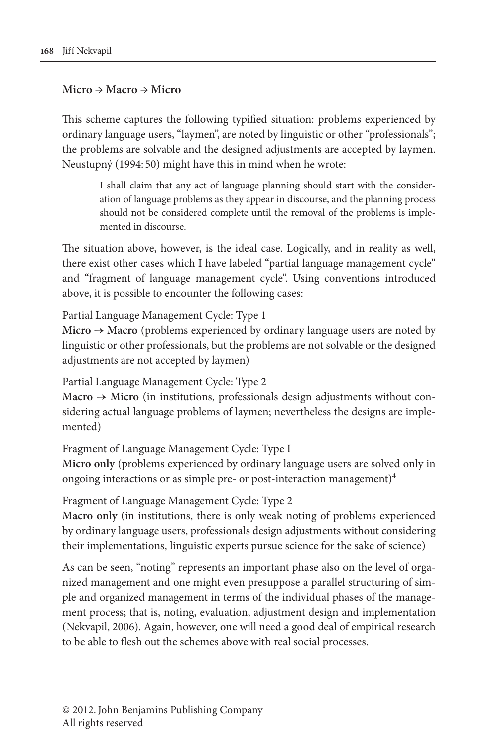**Micro → Macro → Micro**

This scheme captures the following typified situation: problems experienced by ordinary language users, "laymen", are noted by linguistic or other "professionals"; the problems are solvable and the designed adjustments are accepted by laymen. Neustupný (1994: 50) might have this in mind when he wrote:

> I shall claim that any act of language planning should start with the consideration of language problems as they appear in discourse, and the planning process should not be considered complete until the removal of the problems is implemented in discourse.

The situation above, however, is the ideal case. Logically, and in reality as well, there exist other cases which I have labeled "partial language management cycle" and "fragment of language management cycle". Using conventions introduced above, it is possible to encounter the following cases:

Partial Language Management Cycle: Type 1
**Micro → Macro** (problems experienced by ordinary language users are noted by linguistic or other professionals, but the problems are not solvable or the designed adjustments are not accepted by laymen)

Partial Language Management Cycle: Type 2
**Macro → Micro** (in institutions, professionals design adjustments without considering actual language problems of laymen; nevertheless the designs are implemented)

Fragment of Language Management Cycle: Type I
**Micro only** (problems experienced by ordinary language users are solved only in ongoing interactions or as simple pre- or post-interaction management)[4]

Fragment of Language Management Cycle: Type 2
**Macro only** (in institutions, there is only weak noting of problems experienced by ordinary language users, professionals design adjustments without considering their implementations, linguistic experts pursue science for the sake of science)

As can be seen, "noting" represents an important phase also on the level of organized management and one might even presuppose a parallel structuring of simple and organized management in terms of the individual phases of the management process; that is, noting, evaluation, adjustment design and implementation (Nekvapil, 2006). Again, however, one will need a good deal of empirical research to be able to flesh out the schemes above with real social processes.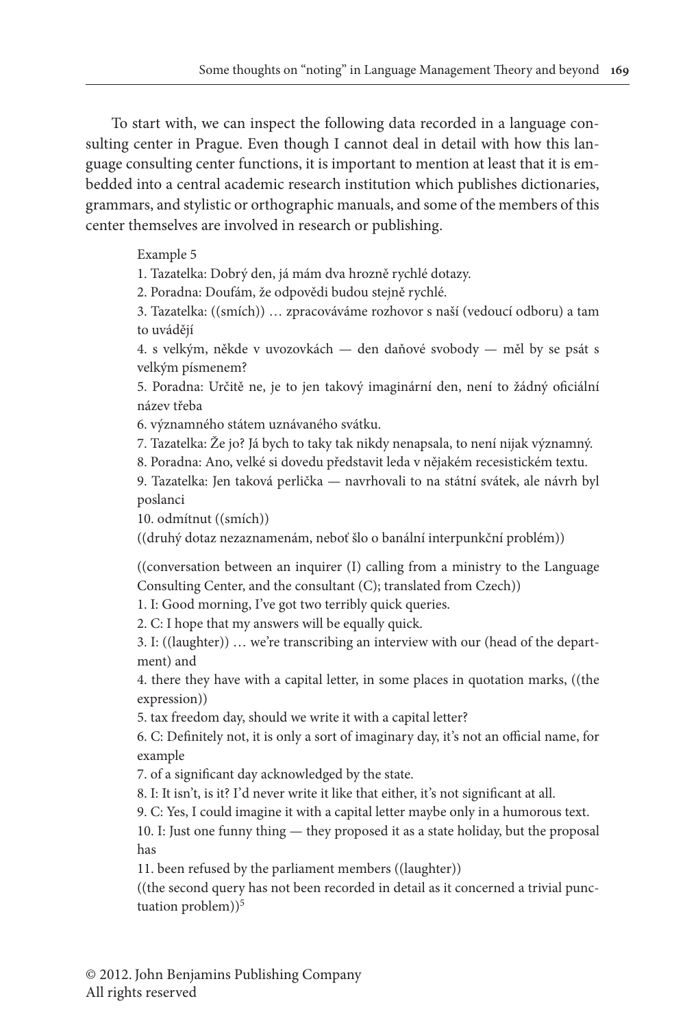To start with, we can inspect the following data recorded in a language consulting center in Prague. Even though I cannot deal in detail with how this language consulting center functions, it is important to mention at least that it is embedded into a central academic research institution which publishes dictionaries, grammars, and stylistic or orthographic manuals, and some of the members of this center themselves are involved in research or publishing.

Example 5

1. Tazatelka: Dobrý den, já mám dva hrozně rychlé dotazy.
2. Poradna: Doufám, že odpovědi budou stejně rychlé.
3. Tazatelka: ((smích)) … zpracováváme rozhovor s naší (vedoucí odboru) a tam to uvádějí
4. s velkým, někde v uvozovkách — den daňové svobody — měl by se psát s velkým písmenem?
5. Poradna: Určitě ne, je to jen takový imaginární den, není to žádný oficiální název třeba
6. významného státem uznávaného svátku.
7. Tazatelka: Že jo? Já bych to taky tak nikdy nenapsala, to není nijak významný.
8. Poradna: Ano, velké si dovedu představit leda v nějakém recesistickém textu.
9. Tazatelka: Jen taková perlička — navrhovali to na státní svátek, ale návrh byl poslanci
10. odmítnut ((smích))

((druhý dotaz nezaznamenám, neboť šlo o banální interpunkční problém))

((conversation between an inquirer (I) calling from a ministry to the Language Consulting Center, and the consultant (C); translated from Czech))

1. I: Good morning, I've got two terribly quick queries.
2. C: I hope that my answers will be equally quick.
3. I: ((laughter)) … we're transcribing an interview with our (head of the department) and
4. there they have with a capital letter, in some places in quotation marks, ((the expression))
5. tax freedom day, should we write it with a capital letter?
6. C: Definitely not, it is only a sort of imaginary day, it's not an official name, for example
7. of a significant day acknowledged by the state.
8. I: It isn't, is it? I'd never write it like that either, it's not significant at all.
9. C: Yes, I could imagine it with a capital letter maybe only in a humorous text.
10. I: Just one funny thing — they proposed it as a state holiday, but the proposal has
11. been refused by the parliament members ((laughter))

((the second query has not been recorded in detail as it concerned a trivial punctuation problem))[5]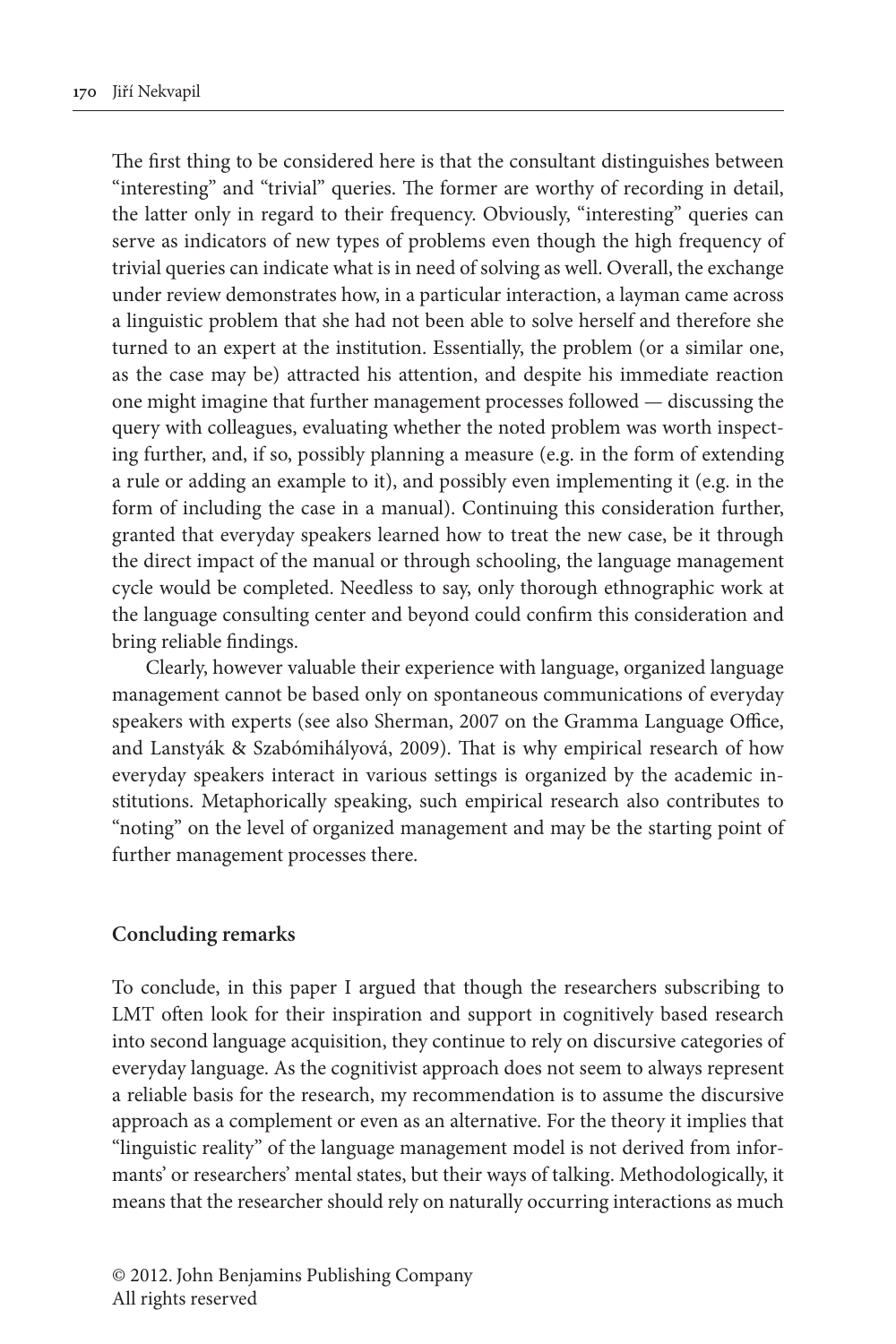The first thing to be considered here is that the consultant distinguishes between "interesting" and "trivial" queries. The former are worthy of recording in detail, the latter only in regard to their frequency. Obviously, "interesting" queries can serve as indicators of new types of problems even though the high frequency of trivial queries can indicate what is in need of solving as well. Overall, the exchange under review demonstrates how, in a particular interaction, a layman came across a linguistic problem that she had not been able to solve herself and therefore she turned to an expert at the institution. Essentially, the problem (or a similar one, as the case may be) attracted his attention, and despite his immediate reaction one might imagine that further management processes followed — discussing the query with colleagues, evaluating whether the noted problem was worth inspecting further, and, if so, possibly planning a measure (e.g. in the form of extending a rule or adding an example to it), and possibly even implementing it (e.g. in the form of including the case in a manual). Continuing this consideration further, granted that everyday speakers learned how to treat the new case, be it through the direct impact of the manual or through schooling, the language management cycle would be completed. Needless to say, only thorough ethnographic work at the language consulting center and beyond could confirm this consideration and bring reliable findings.

Clearly, however valuable their experience with language, organized language management cannot be based only on spontaneous communications of everyday speakers with experts (see also Sherman, 2007 on the Gramma Language Office, and Lanstyák & Szabómihályová, 2009). That is why empirical research of how everyday speakers interact in various settings is organized by the academic institutions. Metaphorically speaking, such empirical research also contributes to "noting" on the level of organized management and may be the starting point of further management processes there.

## Concluding remarks

To conclude, in this paper I argued that though the researchers subscribing to LMT often look for their inspiration and support in cognitively based research into second language acquisition, they continue to rely on discursive categories of everyday language. As the cognitivist approach does not seem to always represent a reliable basis for the research, my recommendation is to assume the discursive approach as a complement or even as an alternative. For the theory it implies that "linguistic reality" of the language management model is not derived from informants' or researchers' mental states, but their ways of talking. Methodologically, it means that the researcher should rely on naturally occurring interactions as much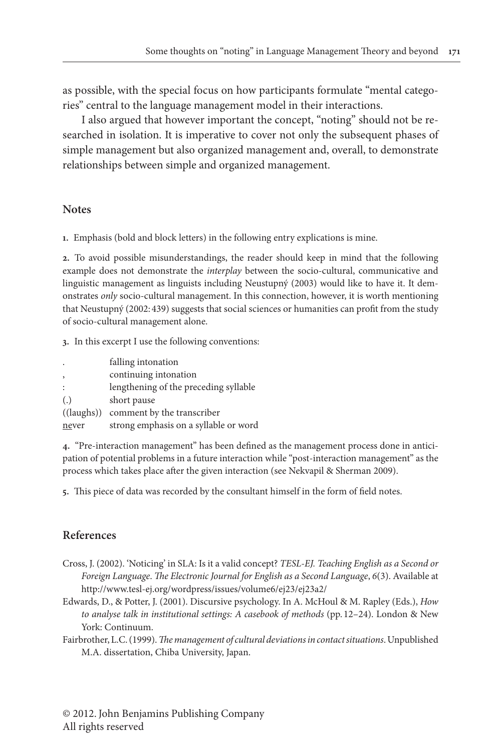as possible, with the special focus on how participants formulate "mental categories" central to the language management model in their interactions.

I also argued that however important the concept, "noting" should not be researched in isolation. It is imperative to cover not only the subsequent phases of simple management but also organized management and, overall, to demonstrate relationships between simple and organized management.

## Notes

**1.** Emphasis (bold and block letters) in the following entry explications is mine.

**2.** To avoid possible misunderstandings, the reader should keep in mind that the following example does not demonstrate the *interplay* between the socio-cultural, communicative and linguistic management as linguists including Neustupný (2003) would like to have it. It demonstrates *only* socio-cultural management. In this connection, however, it is worth mentioning that Neustupný (2002: 439) suggests that social sciences or humanities can profit from the study of socio-cultural management alone.

**3.** In this excerpt I use the following conventions:

| | |
|---|---|
| . | falling intonation |
| , | continuing intonation |
| : | lengthening of the preceding syllable |
| (.) | short pause |
| ((laughs)) | comment by the transcriber |
| <u>ne</u>ver | strong emphasis on a syllable or word |

**4.** "Pre-interaction management" has been defined as the management process done in anticipation of potential problems in a future interaction while "post-interaction management" as the process which takes place after the given interaction (see Nekvapil & Sherman 2009).

**5.** This piece of data was recorded by the consultant himself in the form of field notes.

## References

Cross, J. (2002). 'Noticing' in SLA: Is it a valid concept? *TESL-EJ. Teaching English as a Second or Foreign Language. The Electronic Journal for English as a Second Language*, *6*(3). Available at http://www.tesl-ej.org/wordpress/issues/volume6/ej23/ej23a2/

Edwards, D., & Potter, J. (2001). Discursive psychology. In A. McHoul & M. Rapley (Eds.), *How to analyse talk in institutional settings: A casebook of methods* (pp. 12–24). London & New York: Continuum.

Fairbrother, L.C. (1999). *The management of cultural deviations in contact situations*. Unpublished M.A. dissertation, Chiba University, Japan.

© 2012. John Benjamins Publishing Company
All rights reserved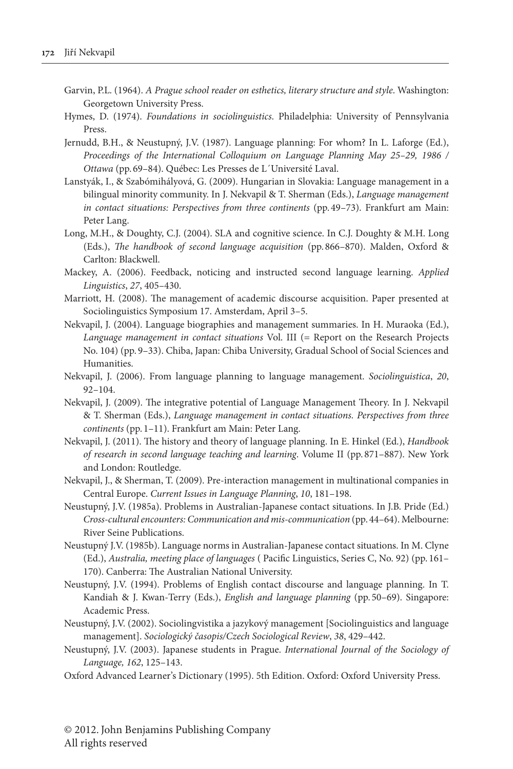Garvin, P.L. (1964). *A Prague school reader on esthetics, literary structure and style*. Washington: Georgetown University Press.

Hymes, D. (1974). *Foundations in sociolinguistics*. Philadelphia: University of Pennsylvania Press.

Jernudd, B.H., & Neustupný, J.V. (1987). Language planning: For whom? In L. Laforge (Ed.), *Proceedings of the International Colloquium on Language Planning May 25–29, 1986 / Ottawa* (pp. 69–84). Québec: Les Presses de L´Université Laval.

Lanstyák, I., & Szabómihályová, G. (2009). Hungarian in Slovakia: Language management in a bilingual minority community. In J. Nekvapil & T. Sherman (Eds.), *Language management in contact situations: Perspectives from three continents* (pp. 49–73). Frankfurt am Main: Peter Lang.

Long, M.H., & Doughty, C.J. (2004). SLA and cognitive science. In C.J. Doughty & M.H. Long (Eds.), *The handbook of second language acquisition* (pp. 866–870). Malden, Oxford & Carlton: Blackwell.

Mackey, A. (2006). Feedback, noticing and instructed second language learning. *Applied Linguistics*, *27*, 405–430.

Marriott, H. (2008). The management of academic discourse acquisition. Paper presented at Sociolinguistics Symposium 17. Amsterdam, April 3–5.

Nekvapil, J. (2004). Language biographies and management summaries. In H. Muraoka (Ed.), *Language management in contact situations* Vol. III (= Report on the Research Projects No. 104) (pp. 9–33). Chiba, Japan: Chiba University, Gradual School of Social Sciences and Humanities.

Nekvapil, J. (2006). From language planning to language management. *Sociolinguistica*, *20*, 92–104.

Nekvapil, J. (2009). The integrative potential of Language Management Theory. In J. Nekvapil & T. Sherman (Eds.), *Language management in contact situations. Perspectives from three continents* (pp. 1–11). Frankfurt am Main: Peter Lang.

Nekvapil, J. (2011). The history and theory of language planning. In E. Hinkel (Ed.), *Handbook of research in second language teaching and learning*. Volume II (pp. 871–887). New York and London: Routledge.

Nekvapil, J., & Sherman, T. (2009). Pre-interaction management in multinational companies in Central Europe. *Current Issues in Language Planning*, *10*, 181–198.

Neustupný, J.V. (1985a). Problems in Australian-Japanese contact situations. In J.B. Pride (Ed.) *Cross-cultural encounters: Communication and mis-communication* (pp. 44–64). Melbourne: River Seine Publications.

Neustupný J.V. (1985b). Language norms in Australian-Japanese contact situations. In M. Clyne (Ed.), *Australia, meeting place of languages* ( Pacific Linguistics, Series C, No. 92) (pp. 161–170). Canberra: The Australian National University.

Neustupný, J.V. (1994). Problems of English contact discourse and language planning. In T. Kandiah & J. Kwan-Terry (Eds.), *English and language planning* (pp. 50–69). Singapore: Academic Press.

Neustupný, J.V. (2002). Sociolingvistika a jazykový management [Sociolinguistics and language management]. *Sociologický časopis/Czech Sociological Review*, *38*, 429–442.

Neustupný, J.V. (2003). Japanese students in Prague. *International Journal of the Sociology of Language, 162*, 125–143.

Oxford Advanced Learner's Dictionary (1995). 5th Edition. Oxford: Oxford University Press.

© 2012. John Benjamins Publishing Company
All rights reserved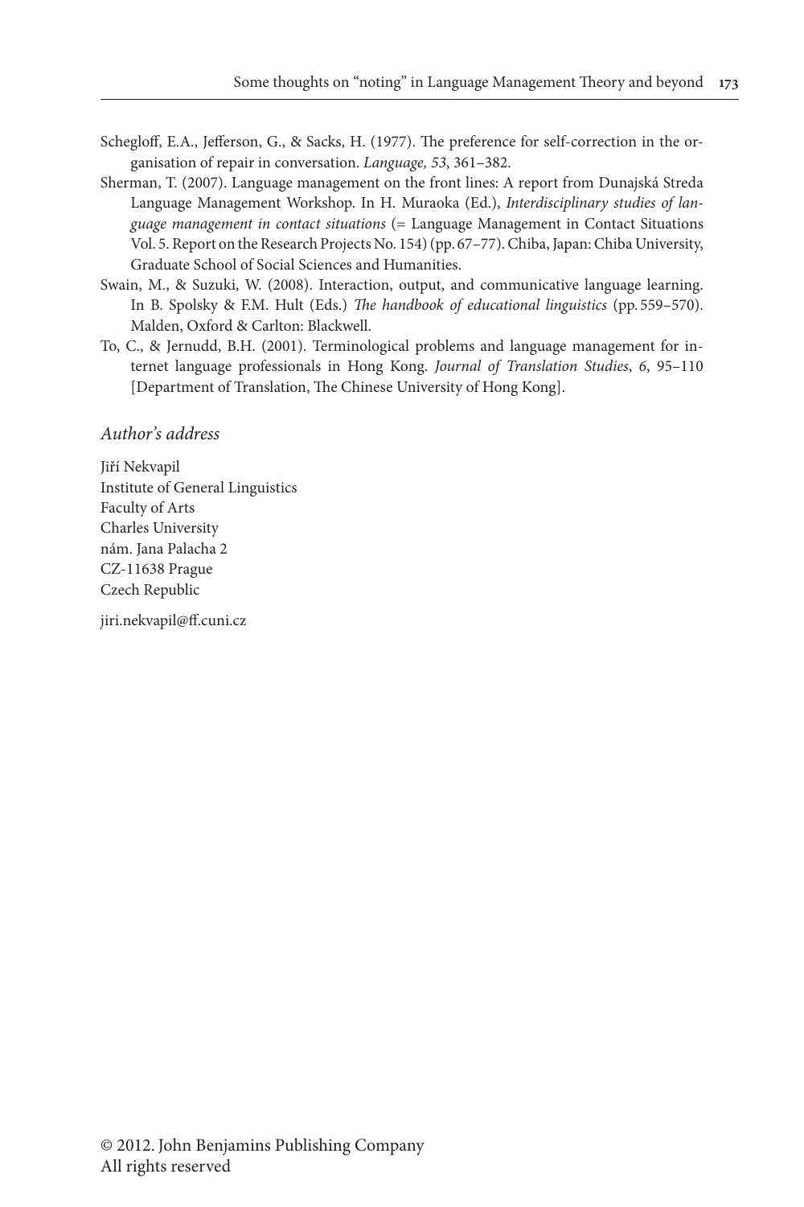Schegloff, E.A., Jefferson, G., & Sacks, H. (1977). The preference for self-correction in the organisation of repair in conversation. *Language, 53*, 361–382.

Sherman, T. (2007). Language management on the front lines: A report from Dunajská Streda Language Management Workshop. In H. Muraoka (Ed.), *Interdisciplinary studies of language management in contact situations* (= Language Management in Contact Situations Vol. 5. Report on the Research Projects No. 154) (pp. 67–77). Chiba, Japan: Chiba University, Graduate School of Social Sciences and Humanities.

Swain, M., & Suzuki, W. (2008). Interaction, output, and communicative language learning. In B. Spolsky & F.M. Hult (Eds.) *The handbook of educational linguistics* (pp. 559–570). Malden, Oxford & Carlton: Blackwell.

To, C., & Jernudd, B.H. (2001). Terminological problems and language management for internet language professionals in Hong Kong. *Journal of Translation Studies*, *6*, 95–110 [Department of Translation, The Chinese University of Hong Kong].

*Author's address*

Jiří Nekvapil
Institute of General Linguistics
Faculty of Arts
Charles University
nám. Jana Palacha 2
CZ-11638 Prague
Czech Republic

jiri.nekvapil@ff.cuni.cz

© 2012. John Benjamins Publishing Company
All rights reserved